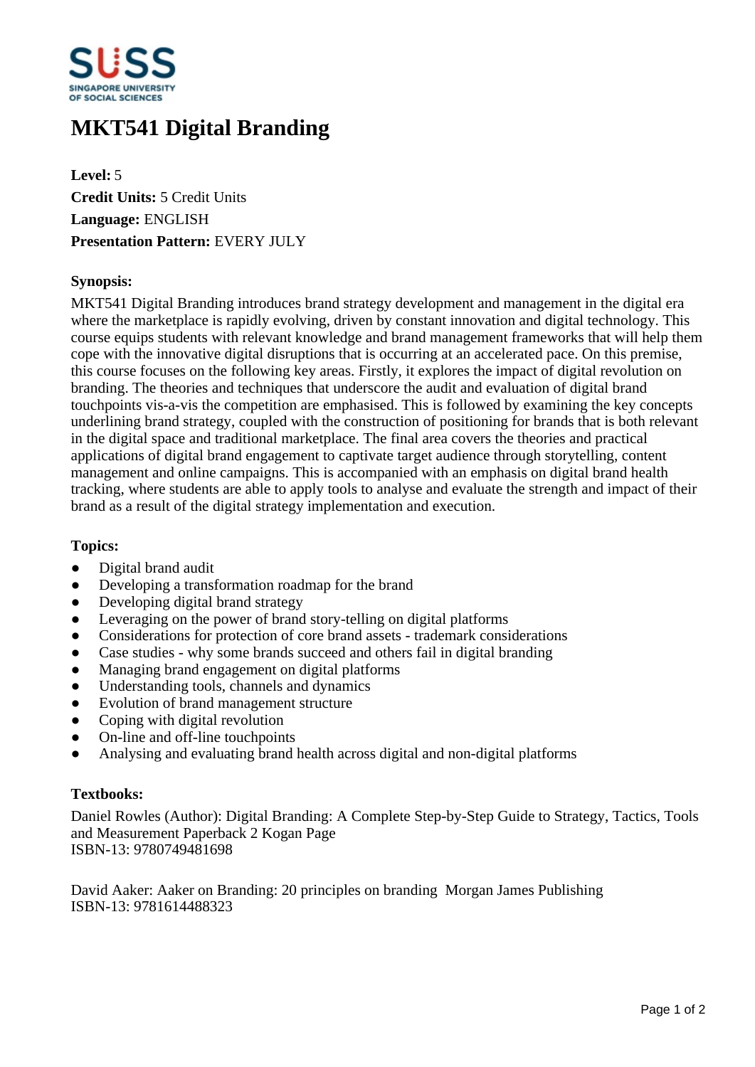# MKT541 Digital Branding

**Level:** 5
**Credit Units:** 5 Credit Units
**Language:** ENGLISH
**Presentation Pattern:** EVERY JULY

**Synopsis:**

MKT541 Digital Branding introduces brand strategy development and management in the digital era where the marketplace is rapidly evolving, driven by constant innovation and digital technology. This course equips students with relevant knowledge and brand management frameworks that will help them cope with the innovative digital disruptions that is occurring at an accelerated pace. On this premise, this course focuses on the following key areas. Firstly, it explores the impact of digital revolution on branding. The theories and techniques that underscore the audit and evaluation of digital brand touchpoints vis-a-vis the competition are emphasised. This is followed by examining the key concepts underlining brand strategy, coupled with the construction of positioning for brands that is both relevant in the digital space and traditional marketplace. The final area covers the theories and practical applications of digital brand engagement to captivate target audience through storytelling, content management and online campaigns. This is accompanied with an emphasis on digital brand health tracking, where students are able to apply tools to analyse and evaluate the strength and impact of their brand as a result of the digital strategy implementation and execution.

**Topics:**

- Digital brand audit
- Developing a transformation roadmap for the brand
- Developing digital brand strategy
- Leveraging on the power of brand story-telling on digital platforms
- Considerations for protection of core brand assets - trademark considerations
- Case studies - why some brands succeed and others fail in digital branding
- Managing brand engagement on digital platforms
- Understanding tools, channels and dynamics
- Evolution of brand management structure
- Coping with digital revolution
- On-line and off-line touchpoints
- Analysing and evaluating brand health across digital and non-digital platforms

**Textbooks:**

Daniel Rowles (Author): Digital Branding: A Complete Step-by-Step Guide to Strategy, Tactics, Tools and Measurement Paperback 2 Kogan Page
ISBN-13: 9780749481698

David Aaker: Aaker on Branding: 20 principles on branding Morgan James Publishing
ISBN-13: 9781614488323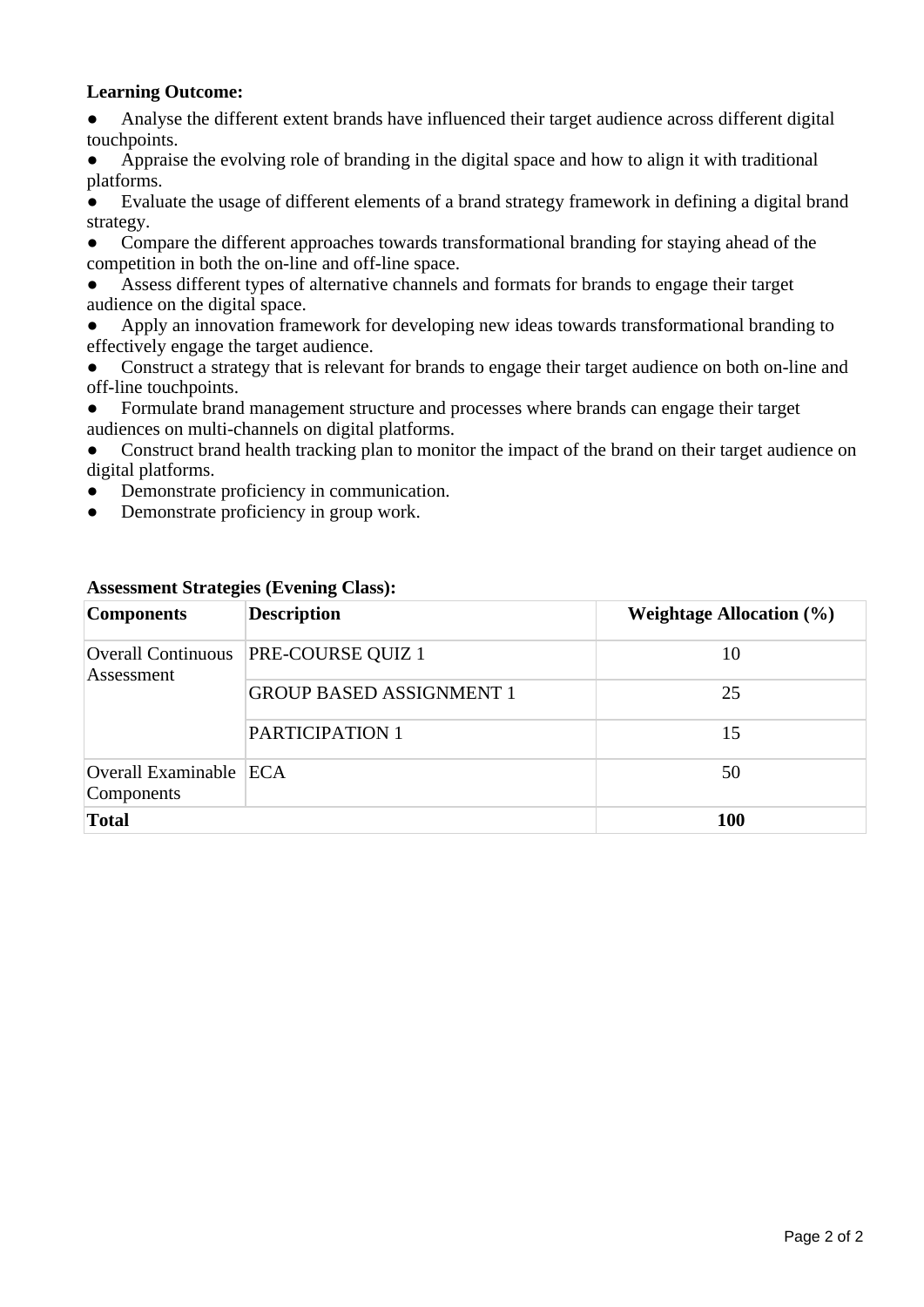**Learning Outcome:**

- Analyse the different extent brands have influenced their target audience across different digital touchpoints.
- Appraise the evolving role of branding in the digital space and how to align it with traditional platforms.
- Evaluate the usage of different elements of a brand strategy framework in defining a digital brand strategy.
- Compare the different approaches towards transformational branding for staying ahead of the competition in both the on-line and off-line space.
- Assess different types of alternative channels and formats for brands to engage their target audience on the digital space.
- Apply an innovation framework for developing new ideas towards transformational branding to effectively engage the target audience.
- Construct a strategy that is relevant for brands to engage their target audience on both on-line and off-line touchpoints.
- Formulate brand management structure and processes where brands can engage their target audiences on multi-channels on digital platforms.
- Construct brand health tracking plan to monitor the impact of the brand on their target audience on digital platforms.
- Demonstrate proficiency in communication.
- Demonstrate proficiency in group work.

**Assessment Strategies (Evening Class):**

| Components | Description | Weightage Allocation (%) |
|---|---|---|
| Overall Continuous Assessment | PRE-COURSE QUIZ 1 | 10 |
| | GROUP BASED ASSIGNMENT 1 | 25 |
| | PARTICIPATION 1 | 15 |
| Overall Examinable Components | ECA | 50 |
| **Total** | | **100** |